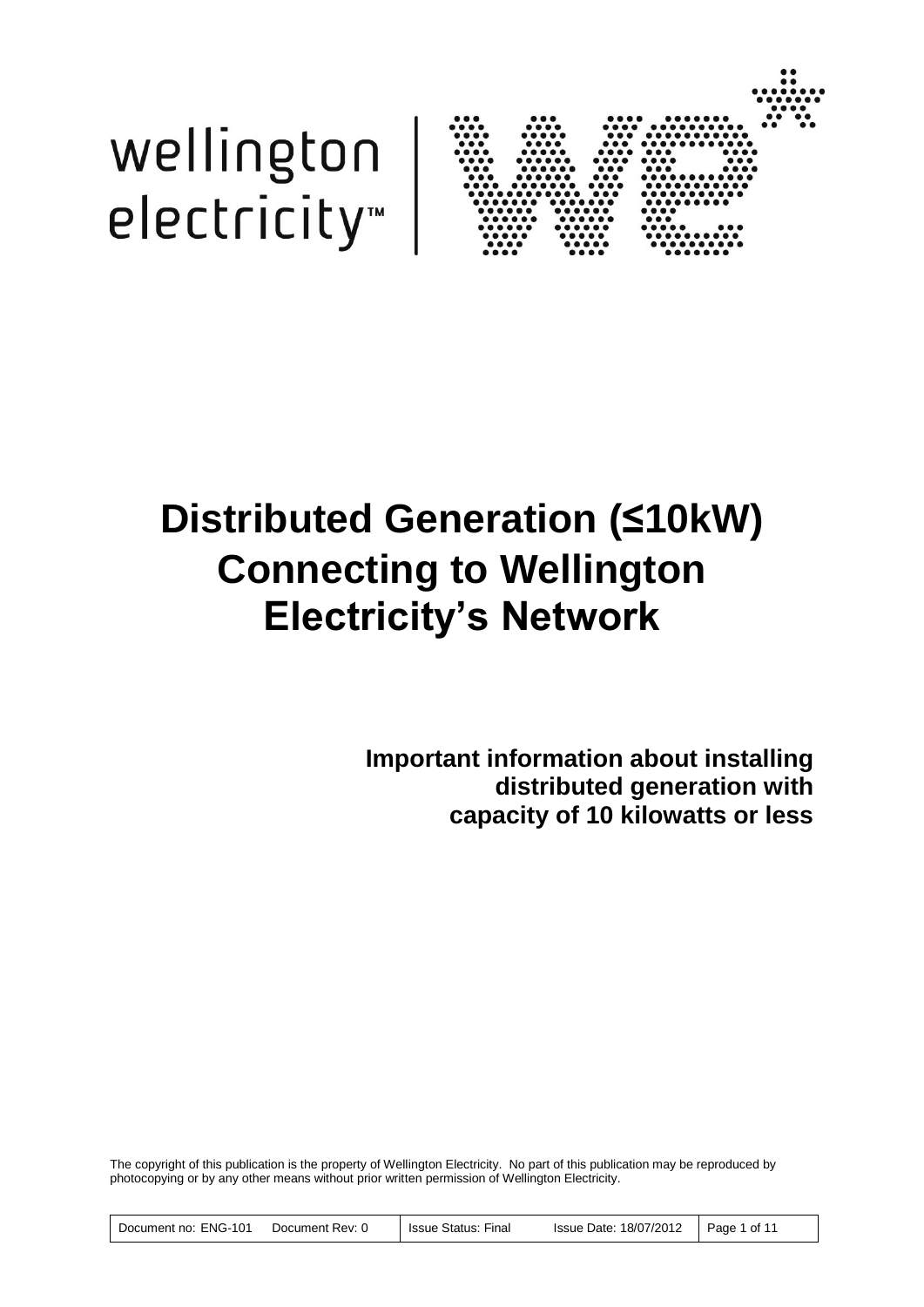wellington electricity™

# Distributed Generation (≤10kW) Connecting to Wellington Electricity's Network

**Important information about installing distributed generation with capacity of 10 kilowatts or less**

The copyright of this publication is the property of Wellington Electricity. No part of this publication may be reproduced by photocopying or by any other means without prior written permission of Wellington Electricity.

| Document no: ENG-101 Document Rev: 0 | Issue Status: Final | Issue Date: 18/07/2012 |
| --- | --- | --- |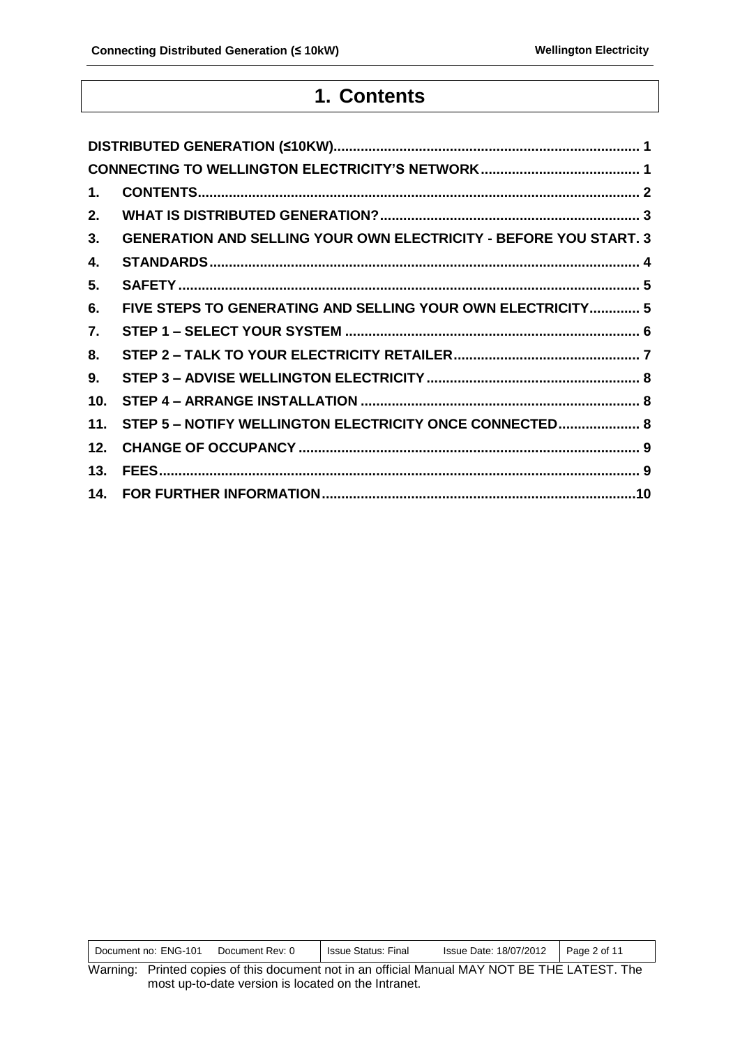# 1. Contents

DISTRIBUTED GENERATION (≤10KW).................................................................................. 1

CONNECTING TO WELLINGTON ELECTRICITY'S NETWORK......................................... 1

1. CONTENTS........................................................................................................................ 2
2. WHAT IS DISTRIBUTED GENERATION?.......................................................................... 3
3. GENERATION AND SELLING YOUR OWN ELECTRICITY - BEFORE YOU START. 3
4. STANDARDS..................................................................................................................... 4
5. SAFETY............................................................................................................................. 5
6. FIVE STEPS TO GENERATING AND SELLING YOUR OWN ELECTRICITY............. 5
7. STEP 1 – SELECT YOUR SYSTEM .................................................................................. 6
8. STEP 2 – TALK TO YOUR ELECTRICITY RETAILER................................................ 7
9. STEP 3 – ADVISE WELLINGTON ELECTRICITY.......................................................... 8
10. STEP 4 – ARRANGE INSTALLATION .......................................................................... 8
11. STEP 5 – NOTIFY WELLINGTON ELECTRICITY ONCE CONNECTED..................... 8
12. CHANGE OF OCCUPANCY ............................................................................................ 9
13. FEES.................................................................................................................................. 9
14. FOR FURTHER INFORMATION.....................................................................................10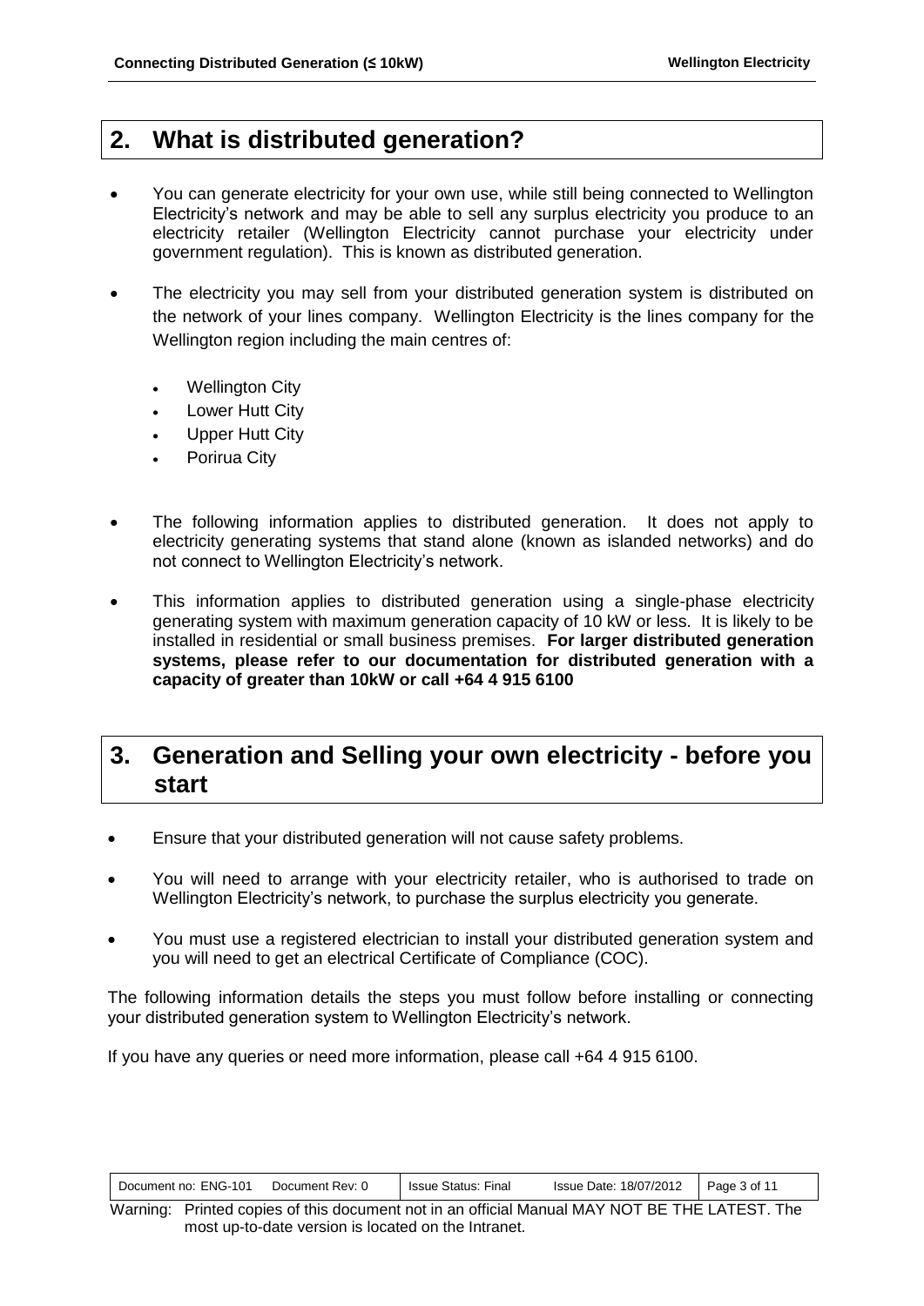## 2. What is distributed generation?

- You can generate electricity for your own use, while still being connected to Wellington Electricity's network and may be able to sell any surplus electricity you produce to an electricity retailer (Wellington Electricity cannot purchase your electricity under government regulation). This is known as distributed generation.
- The electricity you may sell from your distributed generation system is distributed on the network of your lines company. Wellington Electricity is the lines company for the Wellington region including the main centres of:
  - Wellington City
  - Lower Hutt City
  - Upper Hutt City
  - Porirua City
- The following information applies to distributed generation. It does not apply to electricity generating systems that stand alone (known as islanded networks) and do not connect to Wellington Electricity's network.
- This information applies to distributed generation using a single-phase electricity generating system with maximum generation capacity of 10 kW or less. It is likely to be installed in residential or small business premises. **For larger distributed generation systems, please refer to our documentation for distributed generation with a capacity of greater than 10kW or call +64 4 915 6100**

## 3. Generation and Selling your own electricity - before you start

- Ensure that your distributed generation will not cause safety problems.
- You will need to arrange with your electricity retailer, who is authorised to trade on Wellington Electricity's network, to purchase the surplus electricity you generate.
- You must use a registered electrician to install your distributed generation system and you will need to get an electrical Certificate of Compliance (COC).

The following information details the steps you must follow before installing or connecting your distributed generation system to Wellington Electricity's network.

If you have any queries or need more information, please call +64 4 915 6100.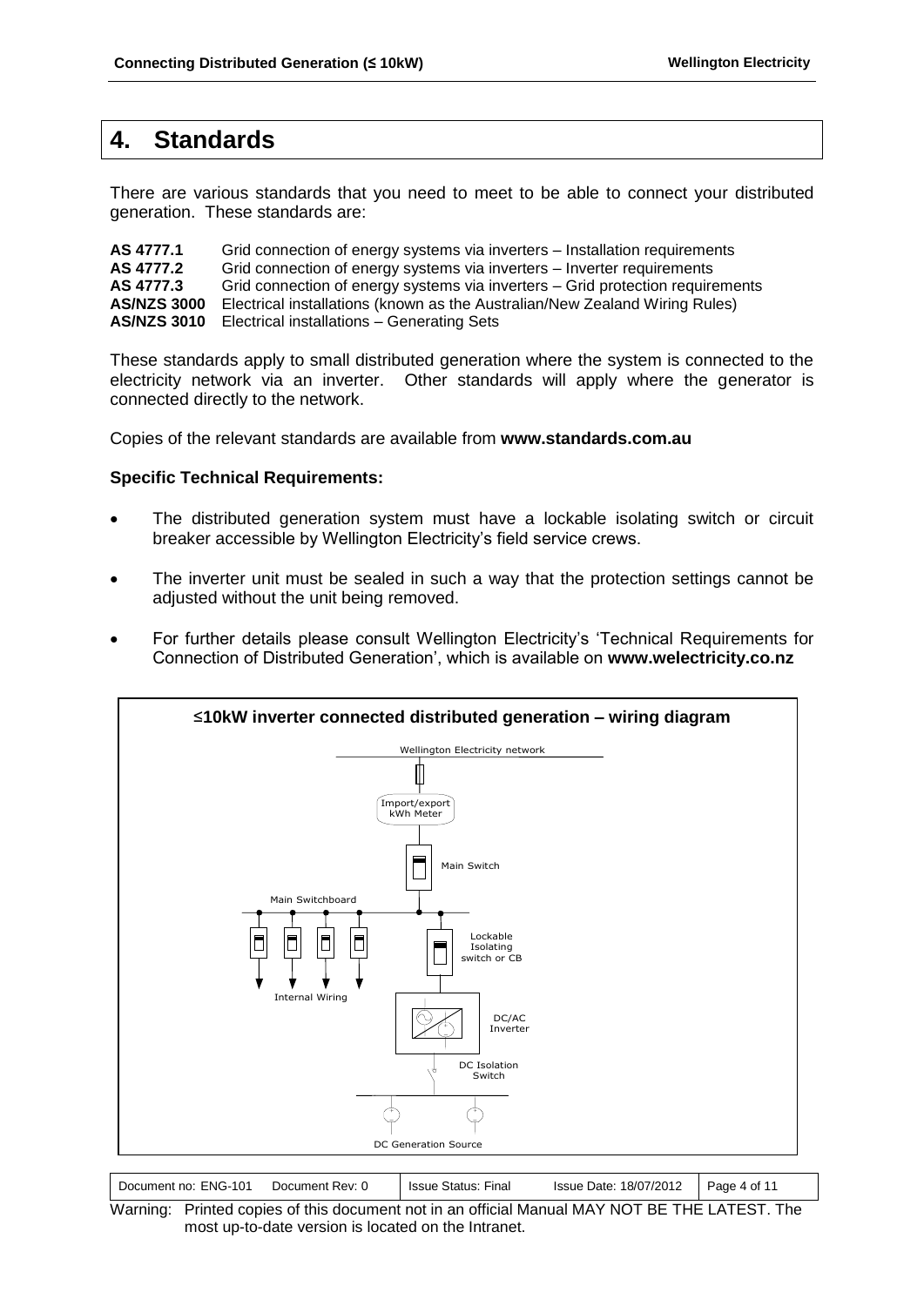# 4. Standards

There are various standards that you need to meet to be able to connect your distributed generation. These standards are:

**AS 4777.1** Grid connection of energy systems via inverters – Installation requirements
**AS 4777.2** Grid connection of energy systems via inverters – Inverter requirements
**AS 4777.3** Grid connection of energy systems via inverters – Grid protection requirements
**AS/NZS 3000** Electrical installations (known as the Australian/New Zealand Wiring Rules)
**AS/NZS 3010** Electrical installations – Generating Sets

These standards apply to small distributed generation where the system is connected to the electricity network via an inverter. Other standards will apply where the generator is connected directly to the network.

Copies of the relevant standards are available from **www.standards.com.au**

**Specific Technical Requirements:**

- The distributed generation system must have a lockable isolating switch or circuit breaker accessible by Wellington Electricity's field service crews.
- The inverter unit must be sealed in such a way that the protection settings cannot be adjusted without the unit being removed.
- For further details please consult Wellington Electricity's 'Technical Requirements for Connection of Distributed Generation', which is available on **www.welectricity.co.nz**

**≤10kW inverter connected distributed generation – wiring diagram**

Wellington Electricity network

Import/export kWh Meter

Main Switch

Main Switchboard

Lockable Isolating switch or CB

Internal Wiring

DC/AC Inverter

DC Isolation Switch

DC Generation Source

| Document no: ENG-101 Document Rev: 0 | Issue Status: Final | Issue Date: 18/07/2012 | Page 4 of 11 |
|---|---|---|---|

Warning: Printed copies of this document not in an official Manual MAY NOT BE THE LATEST. The most up-to-date version is located on the Intranet.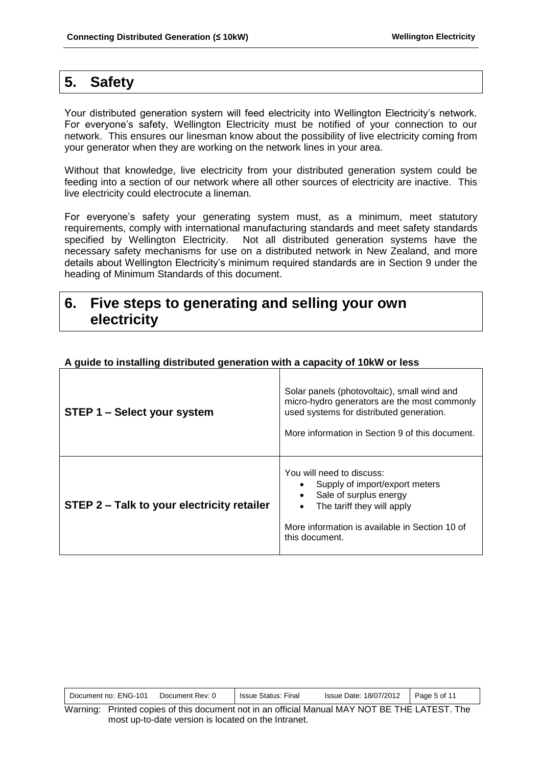## 5. Safety

Your distributed generation system will feed electricity into Wellington Electricity's network. For everyone's safety, Wellington Electricity must be notified of your connection to our network. This ensures our linesman know about the possibility of live electricity coming from your generator when they are working on the network lines in your area.

Without that knowledge, live electricity from your distributed generation system could be feeding into a section of our network where all other sources of electricity are inactive. This live electricity could electrocute a lineman.

For everyone's safety your generating system must, as a minimum, meet statutory requirements, comply with international manufacturing standards and meet safety standards specified by Wellington Electricity. Not all distributed generation systems have the necessary safety mechanisms for use on a distributed network in New Zealand, and more details about Wellington Electricity's minimum required standards are in Section 9 under the heading of Minimum Standards of this document.

## 6. Five steps to generating and selling your own electricity

**A guide to installing distributed generation with a capacity of 10kW or less**

| | |
|---|---|
| **STEP 1 – Select your system** | Solar panels (photovoltaic), small wind and micro-hydro generators are the most commonly used systems for distributed generation.<br><br>More information in Section 9 of this document. |
| **STEP 2 – Talk to your electricity retailer** | You will need to discuss:<br>• Supply of import/export meters<br>• Sale of surplus energy<br>• The tariff they will apply<br><br>More information is available in Section 10 of this document. |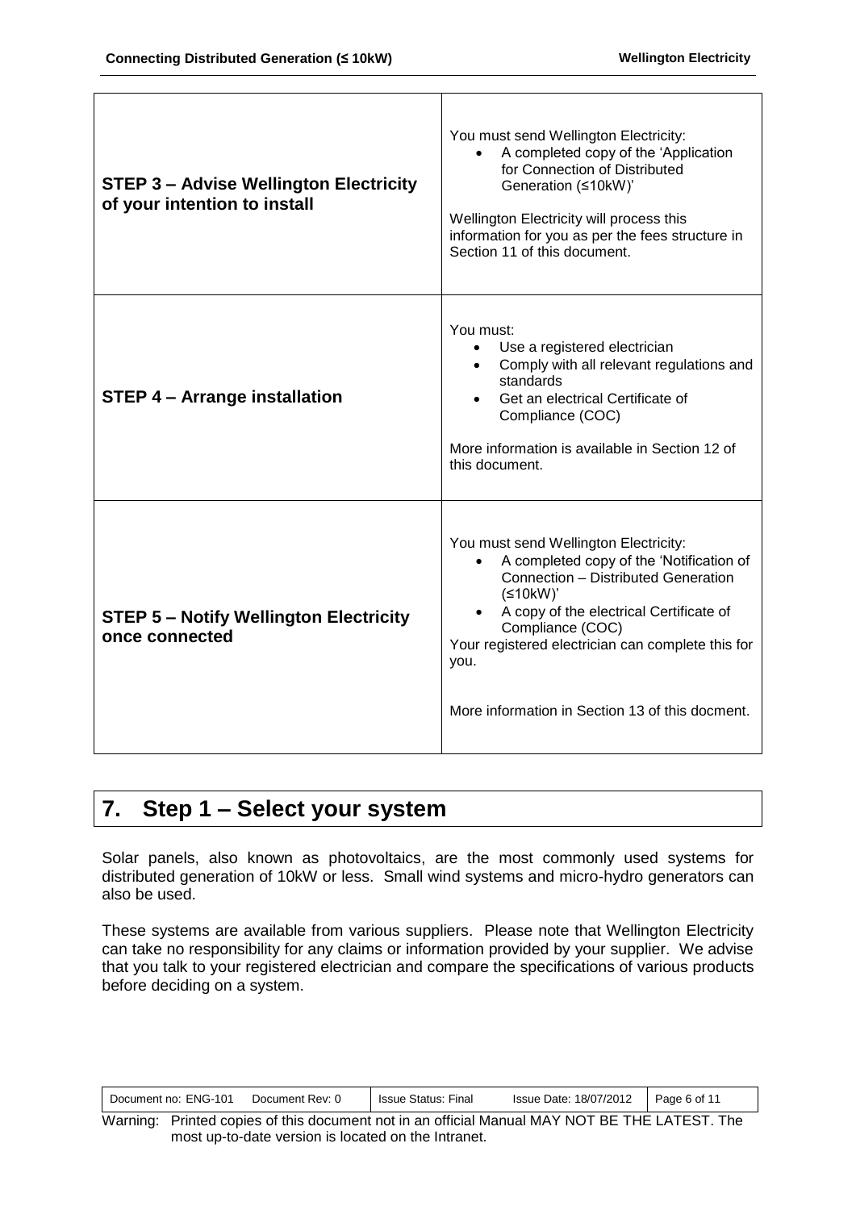| | |
|---|---|
| **STEP 3 – Advise Wellington Electricity of your intention to install** | You must send Wellington Electricity:<br>• A completed copy of the 'Application for Connection of Distributed Generation (≤10kW)'<br><br>Wellington Electricity will process this information for you as per the fees structure in Section 11 of this document. |
| **STEP 4 – Arrange installation** | You must:<br>• Use a registered electrician<br>• Comply with all relevant regulations and standards<br>• Get an electrical Certificate of Compliance (COC)<br><br>More information is available in Section 12 of this document. |
| **STEP 5 – Notify Wellington Electricity once connected** | You must send Wellington Electricity:<br>• A completed copy of the 'Notification of Connection – Distributed Generation (≤10kW)'<br>• A copy of the electrical Certificate of Compliance (COC)<br><br>Your registered electrician can complete this for you.<br><br>More information in Section 13 of this docment. |

# 7. Step 1 – Select your system

Solar panels, also known as photovoltaics, are the most commonly used systems for distributed generation of 10kW or less. Small wind systems and micro-hydro generators can also be used.

These systems are available from various suppliers. Please note that Wellington Electricity can take no responsibility for any claims or information provided by your supplier. We advise that you talk to your registered electrician and compare the specifications of various products before deciding on a system.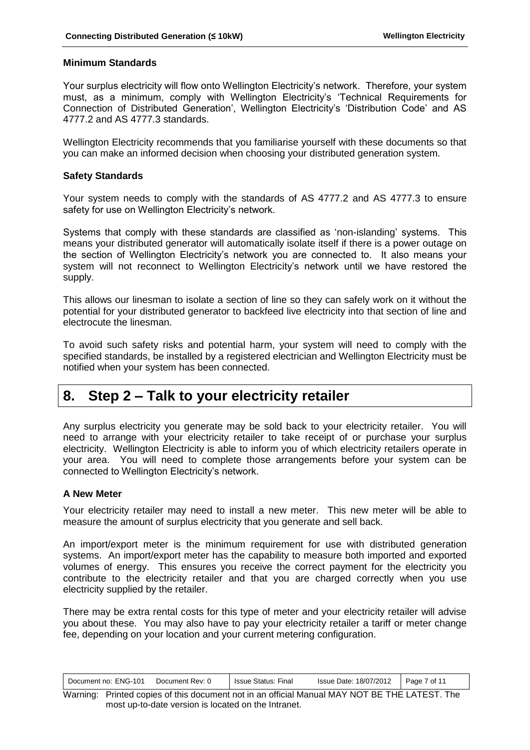### Minimum Standards

Your surplus electricity will flow onto Wellington Electricity's network. Therefore, your system must, as a minimum, comply with Wellington Electricity's 'Technical Requirements for Connection of Distributed Generation', Wellington Electricity's 'Distribution Code' and AS 4777.2 and AS 4777.3 standards.

Wellington Electricity recommends that you familiarise yourself with these documents so that you can make an informed decision when choosing your distributed generation system.

### Safety Standards

Your system needs to comply with the standards of AS 4777.2 and AS 4777.3 to ensure safety for use on Wellington Electricity's network.

Systems that comply with these standards are classified as 'non-islanding' systems. This means your distributed generator will automatically isolate itself if there is a power outage on the section of Wellington Electricity's network you are connected to. It also means your system will not reconnect to Wellington Electricity's network until we have restored the supply.

This allows our linesman to isolate a section of line so they can safely work on it without the potential for your distributed generator to backfeed live electricity into that section of line and electrocute the linesman.

To avoid such safety risks and potential harm, your system will need to comply with the specified standards, be installed by a registered electrician and Wellington Electricity must be notified when your system has been connected.

## 8. Step 2 – Talk to your electricity retailer

Any surplus electricity you generate may be sold back to your electricity retailer. You will need to arrange with your electricity retailer to take receipt of or purchase your surplus electricity. Wellington Electricity is able to inform you of which electricity retailers operate in your area. You will need to complete those arrangements before your system can be connected to Wellington Electricity's network.

### A New Meter

Your electricity retailer may need to install a new meter. This new meter will be able to measure the amount of surplus electricity that you generate and sell back.

An import/export meter is the minimum requirement for use with distributed generation systems. An import/export meter has the capability to measure both imported and exported volumes of energy. This ensures you receive the correct payment for the electricity you contribute to the electricity retailer and that you are charged correctly when you use electricity supplied by the retailer.

There may be extra rental costs for this type of meter and your electricity retailer will advise you about these. You may also have to pay your electricity retailer a tariff or meter change fee, depending on your location and your current metering configuration.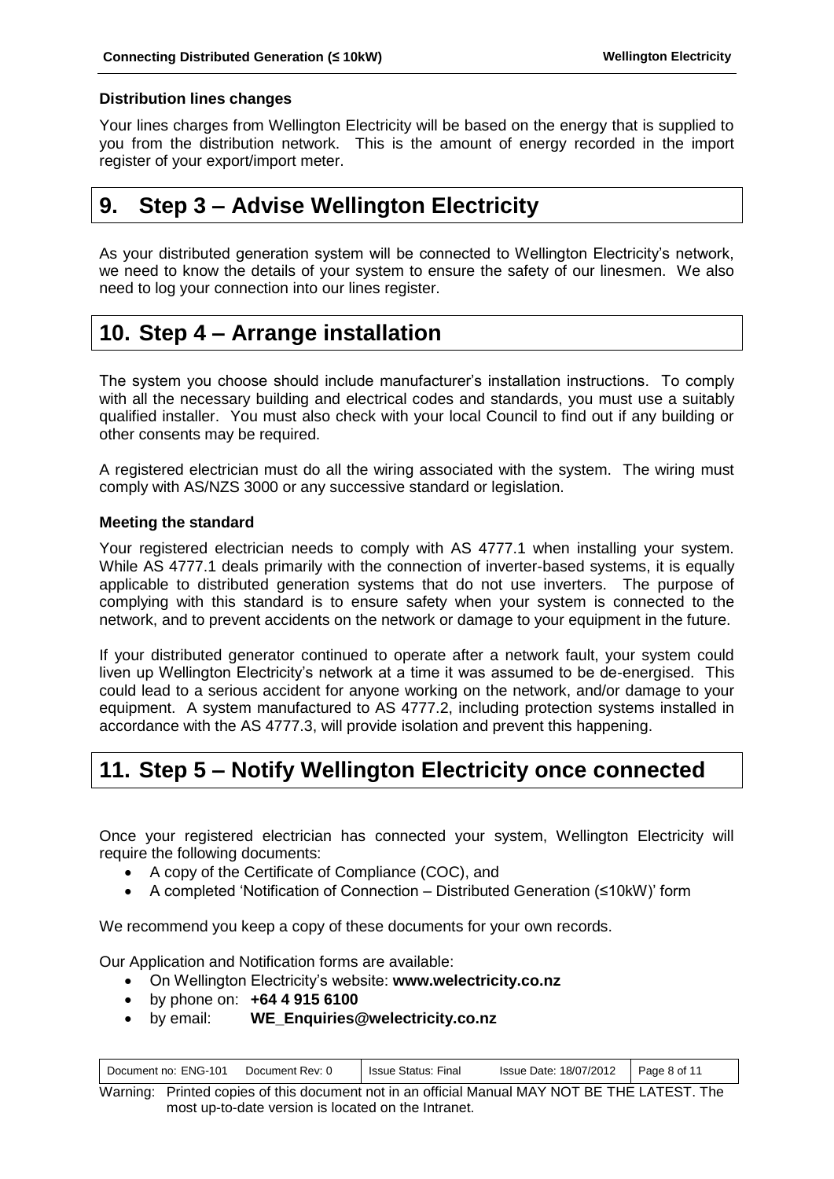**Distribution lines changes**

Your lines charges from Wellington Electricity will be based on the energy that is supplied to you from the distribution network. This is the amount of energy recorded in the import register of your export/import meter.

# 9. Step 3 – Advise Wellington Electricity

As your distributed generation system will be connected to Wellington Electricity's network, we need to know the details of your system to ensure the safety of our linesmen. We also need to log your connection into our lines register.

# 10. Step 4 – Arrange installation

The system you choose should include manufacturer's installation instructions. To comply with all the necessary building and electrical codes and standards, you must use a suitably qualified installer. You must also check with your local Council to find out if any building or other consents may be required.

A registered electrician must do all the wiring associated with the system. The wiring must comply with AS/NZS 3000 or any successive standard or legislation.

**Meeting the standard**

Your registered electrician needs to comply with AS 4777.1 when installing your system. While AS 4777.1 deals primarily with the connection of inverter-based systems, it is equally applicable to distributed generation systems that do not use inverters. The purpose of complying with this standard is to ensure safety when your system is connected to the network, and to prevent accidents on the network or damage to your equipment in the future.

If your distributed generator continued to operate after a network fault, your system could liven up Wellington Electricity's network at a time it was assumed to be de-energised. This could lead to a serious accident for anyone working on the network, and/or damage to your equipment. A system manufactured to AS 4777.2, including protection systems installed in accordance with the AS 4777.3, will provide isolation and prevent this happening.

# 11. Step 5 – Notify Wellington Electricity once connected

Once your registered electrician has connected your system, Wellington Electricity will require the following documents:

- A copy of the Certificate of Compliance (COC), and
- A completed 'Notification of Connection – Distributed Generation (≤10kW)' form

We recommend you keep a copy of these documents for your own records.

Our Application and Notification forms are available:

- On Wellington Electricity's website: **www.welectricity.co.nz**
- by phone on: **+64 4 915 6100**
- by email: **WE_Enquiries@welectricity.co.nz**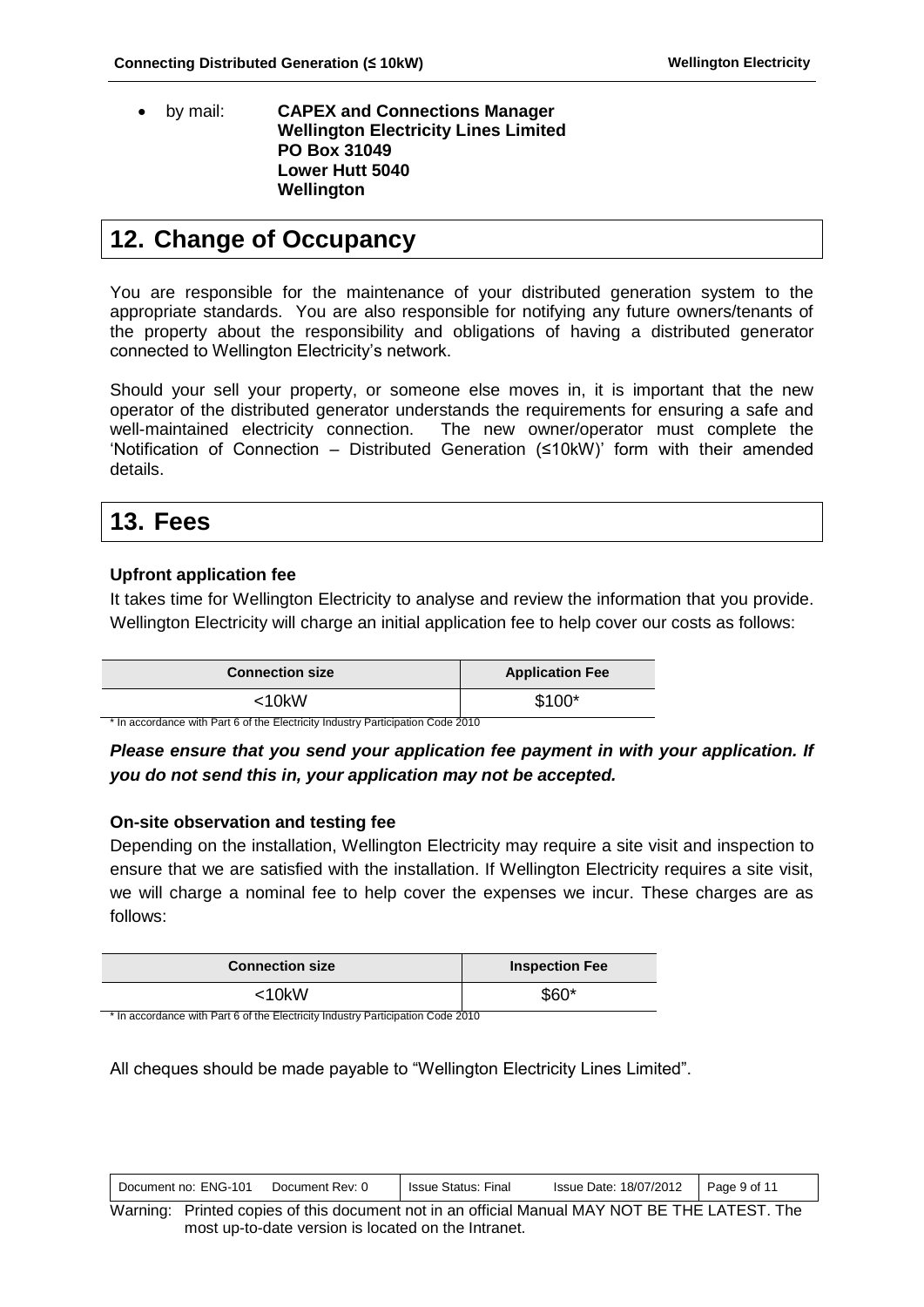- by mail: **CAPEX and Connections Manager**
  **Wellington Electricity Lines Limited**
  **PO Box 31049**
  **Lower Hutt 5040**
  **Wellington**

# 12. Change of Occupancy

You are responsible for the maintenance of your distributed generation system to the appropriate standards. You are also responsible for notifying any future owners/tenants of the property about the responsibility and obligations of having a distributed generator connected to Wellington Electricity's network.

Should your sell your property, or someone else moves in, it is important that the new operator of the distributed generator understands the requirements for ensuring a safe and well-maintained electricity connection. The new owner/operator must complete the 'Notification of Connection – Distributed Generation (≤10kW)' form with their amended details.

# 13. Fees

**Upfront application fee**

It takes time for Wellington Electricity to analyse and review the information that you provide. Wellington Electricity will charge an initial application fee to help cover our costs as follows:

| Connection size | Application Fee |
|---|---|
| <10kW | $100* |

\* In accordance with Part 6 of the Electricity Industry Participation Code 2010

***Please ensure that you send your application fee payment in with your application. If you do not send this in, your application may not be accepted.***

**On-site observation and testing fee**

Depending on the installation, Wellington Electricity may require a site visit and inspection to ensure that we are satisfied with the installation. If Wellington Electricity requires a site visit, we will charge a nominal fee to help cover the expenses we incur. These charges are as follows:

| Connection size | Inspection Fee |
|---|---|
| <10kW | $60* |

\* In accordance with Part 6 of the Electricity Industry Participation Code 2010

All cheques should be made payable to "Wellington Electricity Lines Limited".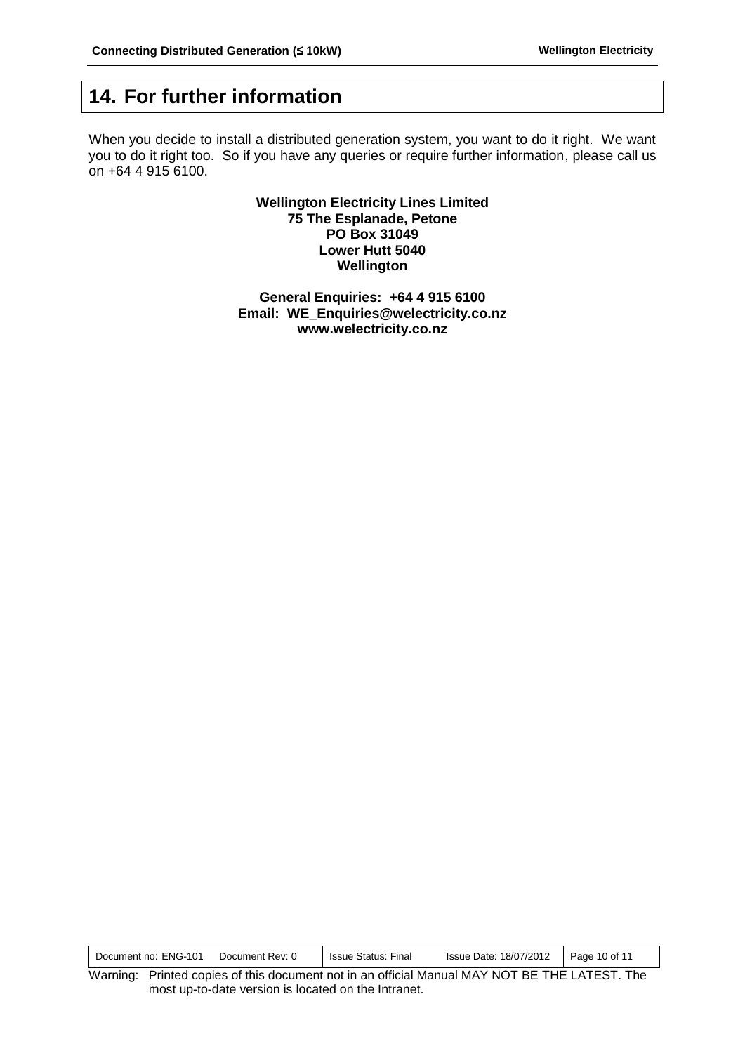# 14. For further information

When you decide to install a distributed generation system, you want to do it right. We want you to do it right too. So if you have any queries or require further information, please call us on +64 4 915 6100.

**Wellington Electricity Lines Limited**
**75 The Esplanade, Petone**
**PO Box 31049**
**Lower Hutt 5040**
**Wellington**

**General Enquiries: +64 4 915 6100**
**Email: WE_Enquiries@welectricity.co.nz**
**www.welectricity.co.nz**